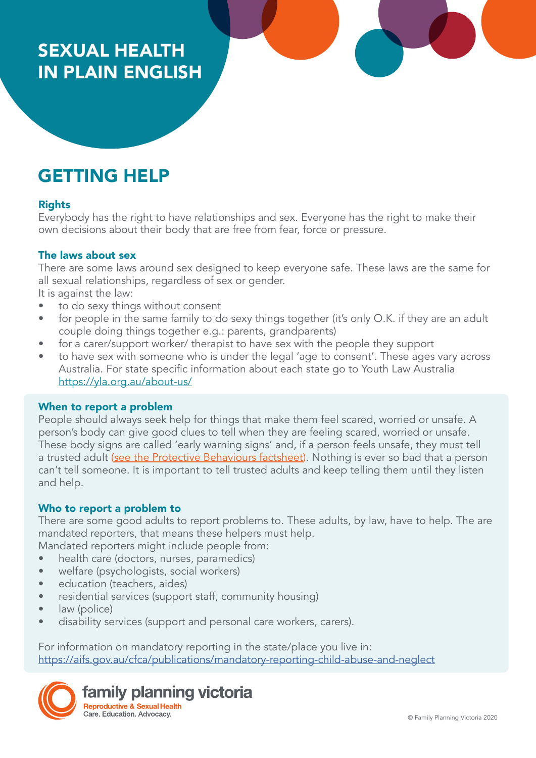# SEXUAL HEALTH IN PLAIN ENGLISH

## GETTING HELP

### Rights

Everybody has the right to have relationships and sex. Everyone has the right to make their own decisions about their body that are free from fear, force or pressure.

### The laws about sex

There are some laws around sex designed to keep everyone safe. These laws are the same for all sexual relationships, regardless of sex or gender.

It is against the law:

- to do sexy things without consent
- for people in the same family to do sexy things together (it's only O.K. if they are an adult couple doing things together e.g.: parents, grandparents)
- for a carer/support worker/ therapist to have sex with the people they support
- to have sex with someone who is under the legal 'age to consent'. These ages vary across Australia. For state specific information about each state go to Youth Law Australia https://yla.org.au/about-us/

### When to report a problem

People should always seek help for things that make them feel scared, worried or unsafe. A person's body can give good clues to tell when they are feeling scared, worried or unsafe. These body signs are called 'early warning signs' and, if a person feels unsafe, they must tell a trusted adult (see the Protective Behaviours factsheet). Nothing is ever so bad that a person can't tell someone. It is important to tell trusted adults and keep telling them until they listen and help.

### Who to report a problem to

There are some good adults to report problems to. These adults, by law, have to help. The are mandated reporters, that means these helpers must help.

Mandated reporters might include people from:

- health care (doctors, nurses, paramedics)
- welfare (psychologists, social workers)
- education (teachers, aides)
- residential services (support staff, community housing)
- law (police)
- disability services (support and personal care workers, carers).

For information on mandatory reporting in the state/place you live in: https://aifs.gov.au/cfca/publications/mandatory-reporting-child-abuse-and-neglect

family planning victoria
Reproductive & Sexual Health
Care. Education. Advocacy.

© Family Planning Victoria 2020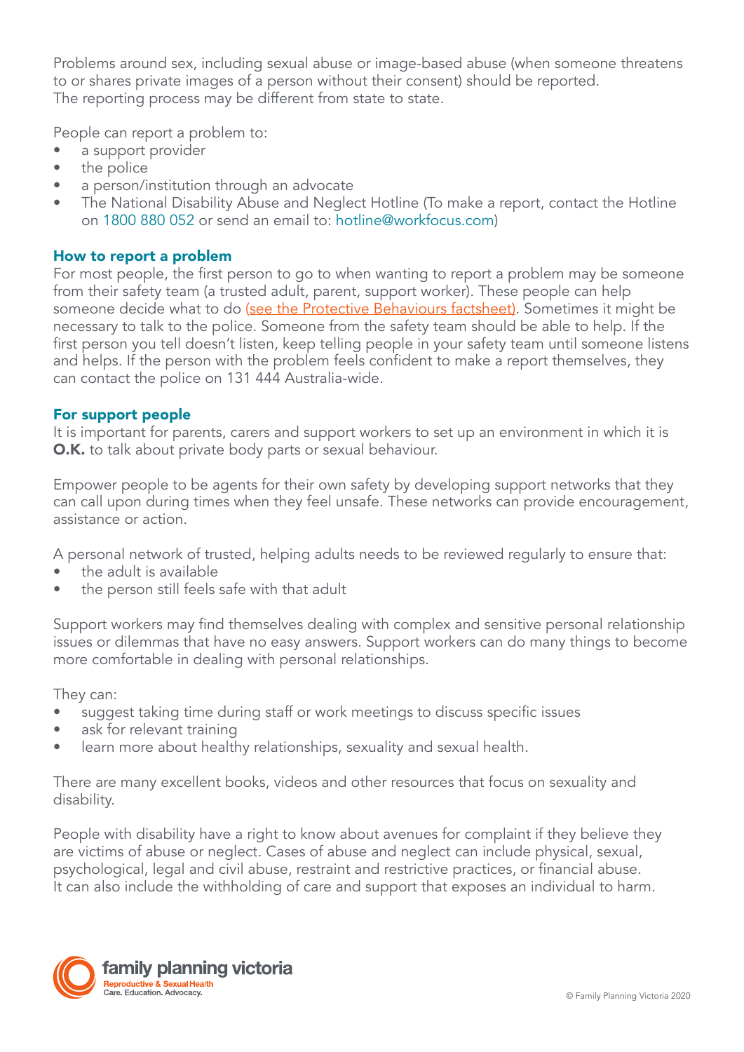Problems around sex, including sexual abuse or image-based abuse (when someone threatens to or shares private images of a person without their consent) should be reported. The reporting process may be different from state to state.

People can report a problem to:

- a support provider
- the police
- a person/institution through an advocate
- The National Disability Abuse and Neglect Hotline (To make a report, contact the Hotline on 1800 880 052 or send an email to: hotline@workfocus.com)

### How to report a problem

For most people, the first person to go to when wanting to report a problem may be someone from their safety team (a trusted adult, parent, support worker). These people can help someone decide what to do (see the Protective Behaviours factsheet). Sometimes it might be necessary to talk to the police. Someone from the safety team should be able to help. If the first person you tell doesn't listen, keep telling people in your safety team until someone listens and helps. If the person with the problem feels confident to make a report themselves, they can contact the police on 131 444 Australia-wide.

### For support people

It is important for parents, carers and support workers to set up an environment in which it is **O.K.** to talk about private body parts or sexual behaviour.

Empower people to be agents for their own safety by developing support networks that they can call upon during times when they feel unsafe. These networks can provide encouragement, assistance or action.

A personal network of trusted, helping adults needs to be reviewed regularly to ensure that:

- the adult is available
- the person still feels safe with that adult

Support workers may find themselves dealing with complex and sensitive personal relationship issues or dilemmas that have no easy answers. Support workers can do many things to become more comfortable in dealing with personal relationships.

They can:

- suggest taking time during staff or work meetings to discuss specific issues
- ask for relevant training
- learn more about healthy relationships, sexuality and sexual health.

There are many excellent books, videos and other resources that focus on sexuality and disability.

People with disability have a right to know about avenues for complaint if they believe they are victims of abuse or neglect. Cases of abuse and neglect can include physical, sexual, psychological, legal and civil abuse, restraint and restrictive practices, or financial abuse. It can also include the withholding of care and support that exposes an individual to harm.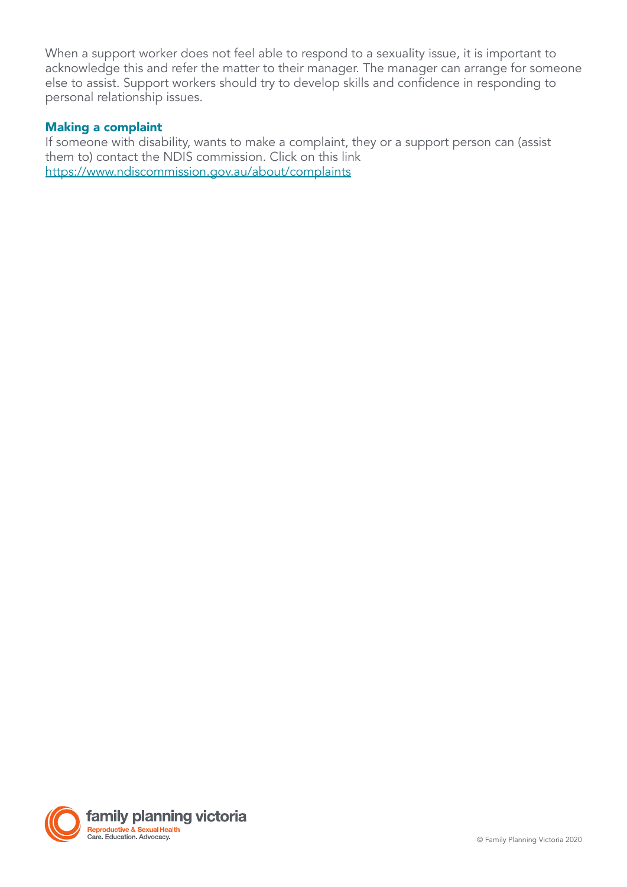When a support worker does not feel able to respond to a sexuality issue, it is important to acknowledge this and refer the matter to their manager. The manager can arrange for someone else to assist. Support workers should try to develop skills and confidence in responding to personal relationship issues.

## Making a complaint

If someone with disability, wants to make a complaint, they or a support person can (assist them to) contact the NDIS commission. Click on this link https://www.ndiscommission.gov.au/about/complaints

family planning victoria
Reproductive & Sexual Health
Care. Education. Advocacy.

© Family Planning Victoria 2020